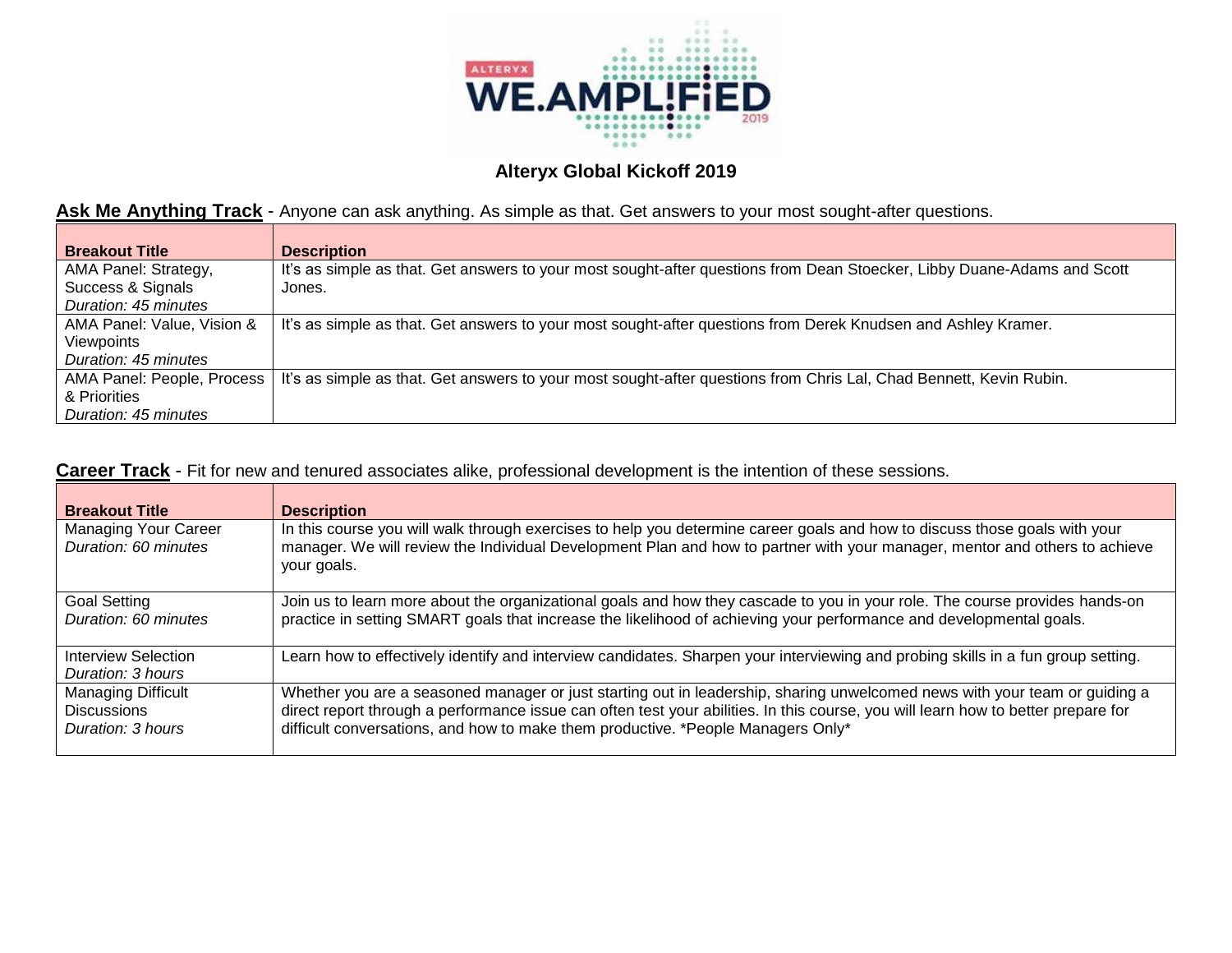# Alteryx Global Kickoff 2019

**Ask Me Anything Track** - Anyone can ask anything. As simple as that. Get answers to your most sought-after questions.

| Breakout Title | Description |
|---|---|
| AMA Panel: Strategy, Success & Signals<br>*Duration: 45 minutes* | It's as simple as that. Get answers to your most sought-after questions from Dean Stoecker, Libby Duane-Adams and Scott Jones. |
| AMA Panel: Value, Vision & Viewpoints<br>*Duration: 45 minutes* | It's as simple as that. Get answers to your most sought-after questions from Derek Knudsen and Ashley Kramer. |
| AMA Panel: People, Process & Priorities<br>*Duration: 45 minutes* | It's as simple as that. Get answers to your most sought-after questions from Chris Lal, Chad Bennett, Kevin Rubin. |

**Career Track** - Fit for new and tenured associates alike, professional development is the intention of these sessions.

| Breakout Title | Description |
|---|---|
| Managing Your Career<br>*Duration: 60 minutes* | In this course you will walk through exercises to help you determine career goals and how to discuss those goals with your manager. We will review the Individual Development Plan and how to partner with your manager, mentor and others to achieve your goals. |
| Goal Setting<br>*Duration: 60 minutes* | Join us to learn more about the organizational goals and how they cascade to you in your role. The course provides hands-on practice in setting SMART goals that increase the likelihood of achieving your performance and developmental goals. |
| Interview Selection<br>*Duration: 3 hours* | Learn how to effectively identify and interview candidates. Sharpen your interviewing and probing skills in a fun group setting. |
| Managing Difficult Discussions<br>*Duration: 3 hours* | Whether you are a seasoned manager or just starting out in leadership, sharing unwelcomed news with your team or guiding a direct report through a performance issue can often test your abilities. In this course, you will learn how to better prepare for difficult conversations, and how to make them productive. *People Managers Only* |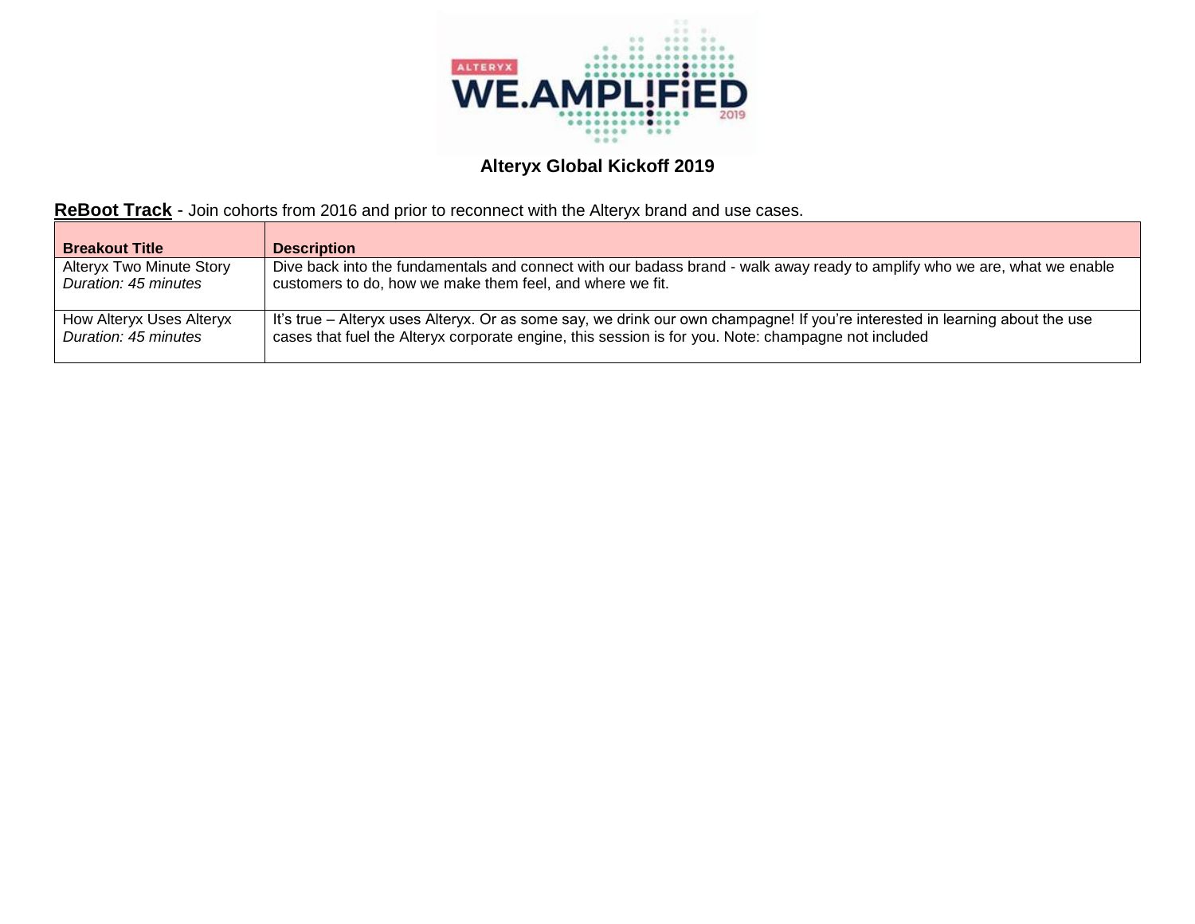**Alteryx Global Kickoff 2019**

**ReBoot Track** - Join cohorts from 2016 and prior to reconnect with the Alteryx brand and use cases.

| Breakout Title | Description |
| --- | --- |
| Alteryx Two Minute Story *Duration: 45 minutes* | Dive back into the fundamentals and connect with our badass brand - walk away ready to amplify who we are, what we enable customers to do, how we make them feel, and where we fit. |
| How Alteryx Uses Alteryx *Duration: 45 minutes* | It's true – Alteryx uses Alteryx. Or as some say, we drink our own champagne! If you're interested in learning about the use cases that fuel the Alteryx corporate engine, this session is for you. Note: champagne not included |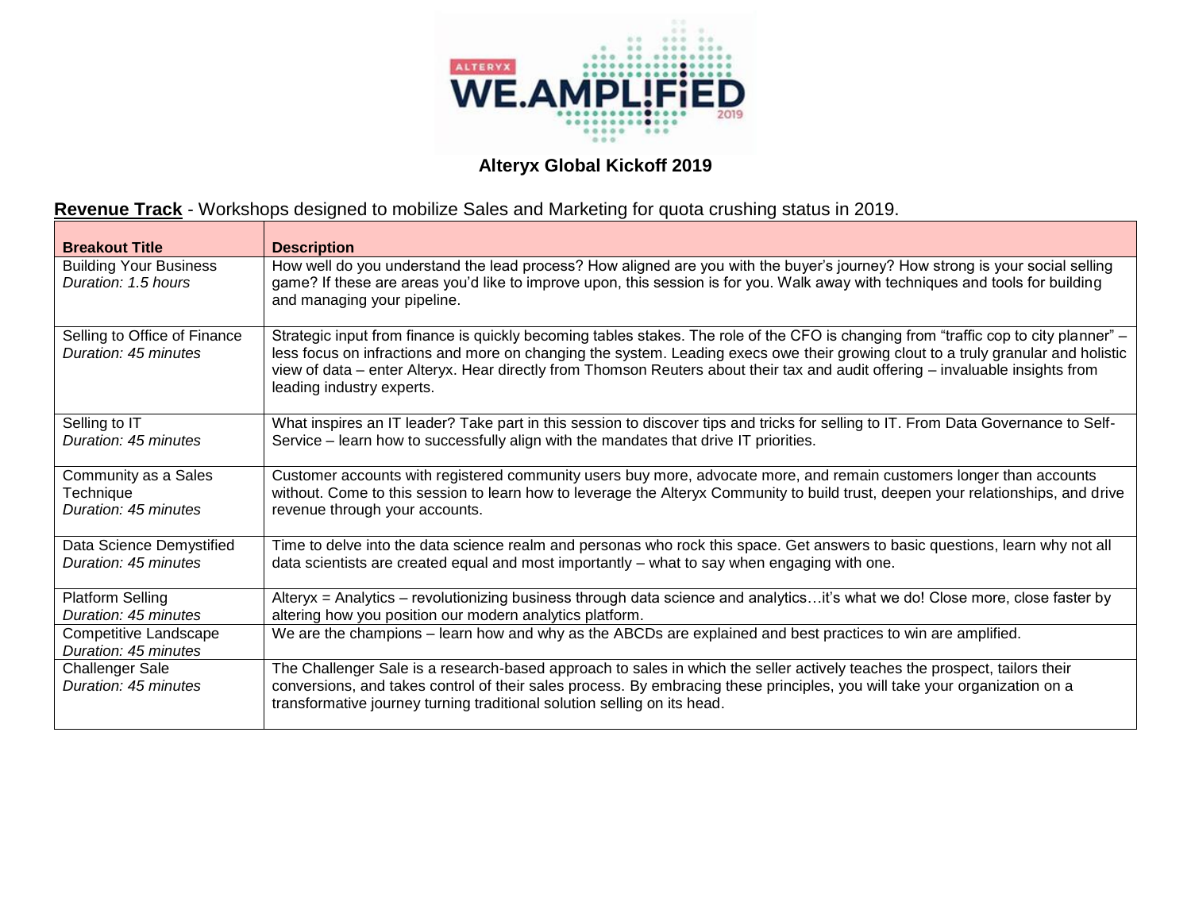**Alteryx Global Kickoff 2019**

**Revenue Track** - Workshops designed to mobilize Sales and Marketing for quota crushing status in 2019.

| Breakout Title | Description |
|---|---|
| Building Your Business<br>*Duration: 1.5 hours* | How well do you understand the lead process? How aligned are you with the buyer's journey? How strong is your social selling game? If these are areas you'd like to improve upon, this session is for you. Walk away with techniques and tools for building and managing your pipeline. |
| Selling to Office of Finance<br>*Duration: 45 minutes* | Strategic input from finance is quickly becoming tables stakes. The role of the CFO is changing from "traffic cop to city planner" – less focus on infractions and more on changing the system. Leading execs owe their growing clout to a truly granular and holistic view of data – enter Alteryx. Hear directly from Thomson Reuters about their tax and audit offering – invaluable insights from leading industry experts. |
| Selling to IT<br>*Duration: 45 minutes* | What inspires an IT leader? Take part in this session to discover tips and tricks for selling to IT. From Data Governance to Self-Service – learn how to successfully align with the mandates that drive IT priorities. |
| Community as a Sales Technique<br>*Duration: 45 minutes* | Customer accounts with registered community users buy more, advocate more, and remain customers longer than accounts without. Come to this session to learn how to leverage the Alteryx Community to build trust, deepen your relationships, and drive revenue through your accounts. |
| Data Science Demystified<br>*Duration: 45 minutes* | Time to delve into the data science realm and personas who rock this space. Get answers to basic questions, learn why not all data scientists are created equal and most importantly – what to say when engaging with one. |
| Platform Selling<br>*Duration: 45 minutes* | Alteryx = Analytics – revolutionizing business through data science and analytics…it's what we do! Close more, close faster by altering how you position our modern analytics platform. |
| Competitive Landscape<br>*Duration: 45 minutes* | We are the champions – learn how and why as the ABCDs are explained and best practices to win are amplified. |
| Challenger Sale<br>*Duration: 45 minutes* | The Challenger Sale is a research-based approach to sales in which the seller actively teaches the prospect, tailors their conversions, and takes control of their sales process. By embracing these principles, you will take your organization on a transformative journey turning traditional solution selling on its head. |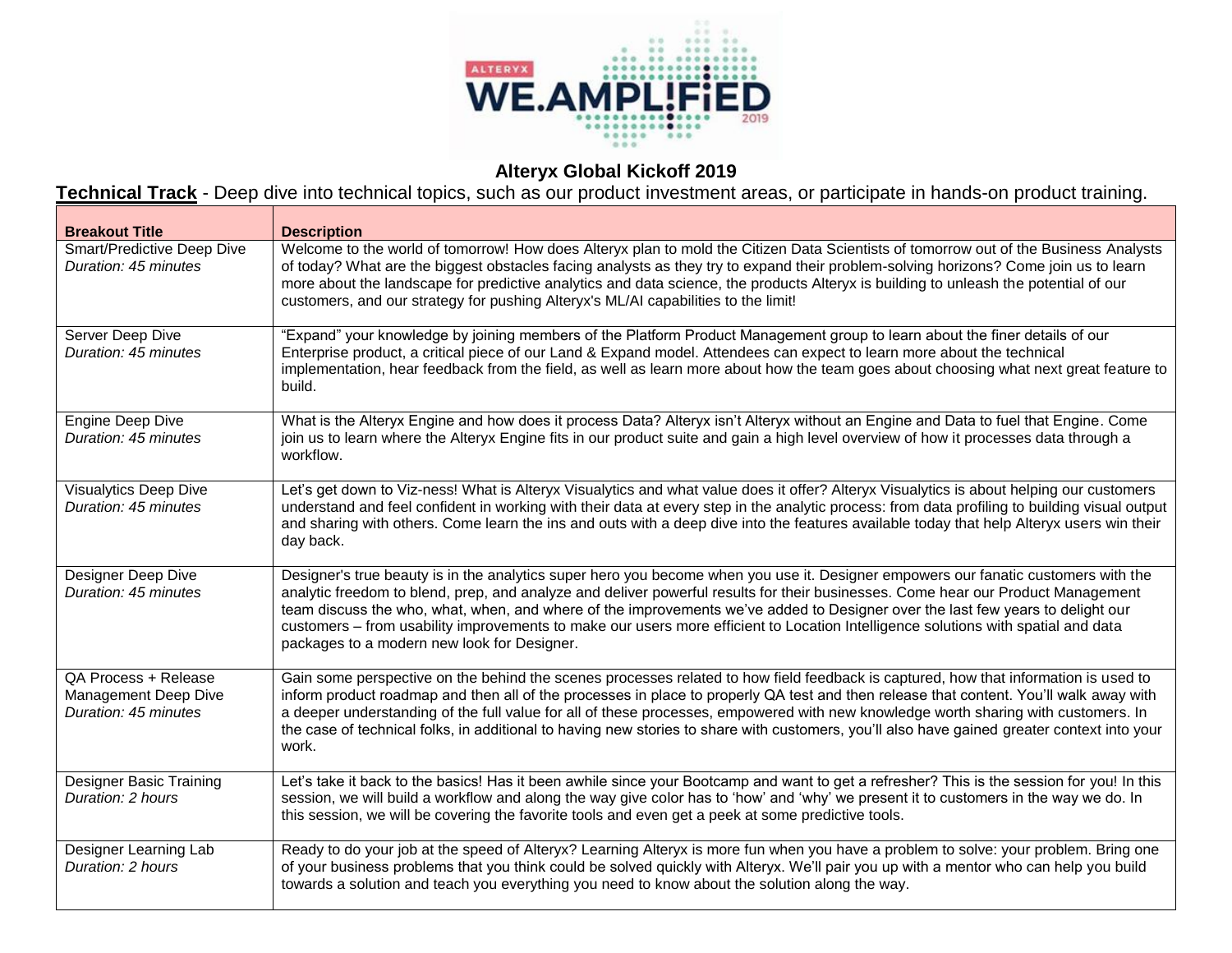**Alteryx Global Kickoff 2019**

**Technical Track** - Deep dive into technical topics, such as our product investment areas, or participate in hands-on product training.

| Breakout Title | Description |
|---|---|
| Smart/Predictive Deep Dive *Duration: 45 minutes* | Welcome to the world of tomorrow! How does Alteryx plan to mold the Citizen Data Scientists of tomorrow out of the Business Analysts of today? What are the biggest obstacles facing analysts as they try to expand their problem-solving horizons? Come join us to learn more about the landscape for predictive analytics and data science, the products Alteryx is building to unleash the potential of our customers, and our strategy for pushing Alteryx's ML/AI capabilities to the limit! |
| Server Deep Dive *Duration: 45 minutes* | "Expand" your knowledge by joining members of the Platform Product Management group to learn about the finer details of our Enterprise product, a critical piece of our Land & Expand model. Attendees can expect to learn more about the technical implementation, hear feedback from the field, as well as learn more about how the team goes about choosing what next great feature to build. |
| Engine Deep Dive *Duration: 45 minutes* | What is the Alteryx Engine and how does it process Data? Alteryx isn't Alteryx without an Engine and Data to fuel that Engine. Come join us to learn where the Alteryx Engine fits in our product suite and gain a high level overview of how it processes data through a workflow. |
| Visualytics Deep Dive *Duration: 45 minutes* | Let's get down to Viz-ness! What is Alteryx Visualytics and what value does it offer? Alteryx Visualytics is about helping our customers understand and feel confident in working with their data at every step in the analytic process: from data profiling to building visual output and sharing with others. Come learn the ins and outs with a deep dive into the features available today that help Alteryx users win their day back. |
| Designer Deep Dive *Duration: 45 minutes* | Designer's true beauty is in the analytics super hero you become when you use it. Designer empowers our fanatic customers with the analytic freedom to blend, prep, and analyze and deliver powerful results for their businesses. Come hear our Product Management team discuss the who, what, when, and where of the improvements we've added to Designer over the last few years to delight our customers – from usability improvements to make our users more efficient to Location Intelligence solutions with spatial and data packages to a modern new look for Designer. |
| QA Process + Release Management Deep Dive *Duration: 45 minutes* | Gain some perspective on the behind the scenes processes related to how field feedback is captured, how that information is used to inform product roadmap and then all of the processes in place to properly QA test and then release that content. You'll walk away with a deeper understanding of the full value for all of these processes, empowered with new knowledge worth sharing with customers. In the case of technical folks, in additional to having new stories to share with customers, you'll also have gained greater context into your work. |
| Designer Basic Training *Duration: 2 hours* | Let's take it back to the basics! Has it been awhile since your Bootcamp and want to get a refresher? This is the session for you! In this session, we will build a workflow and along the way give color has to 'how' and 'why' we present it to customers in the way we do. In this session, we will be covering the favorite tools and even get a peek at some predictive tools. |
| Designer Learning Lab *Duration: 2 hours* | Ready to do your job at the speed of Alteryx? Learning Alteryx is more fun when you have a problem to solve: your problem. Bring one of your business problems that you think could be solved quickly with Alteryx. We'll pair you up with a mentor who can help you build towards a solution and teach you everything you need to know about the solution along the way. |